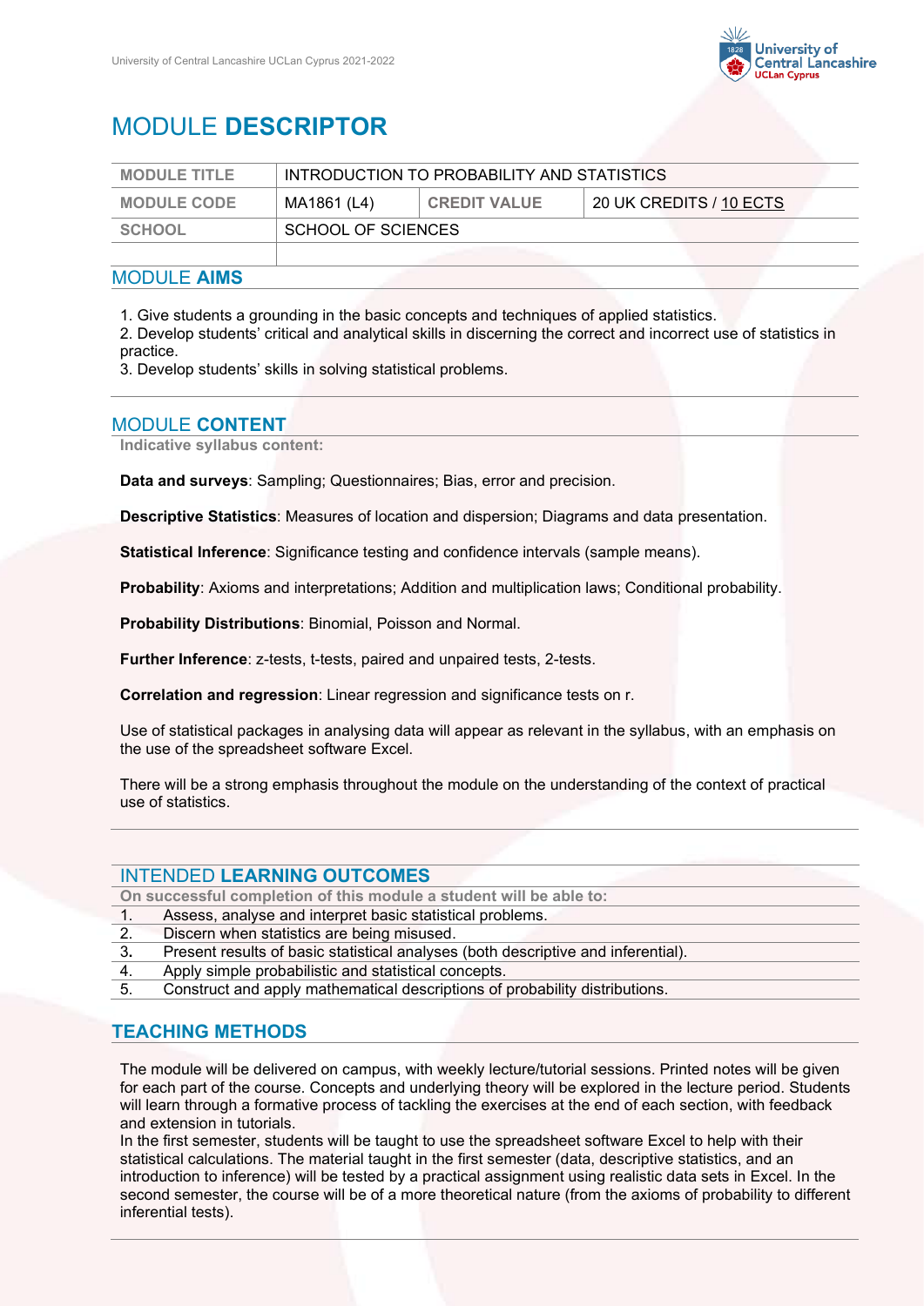# MODULE **DESCRIPTOR**

| MODULE TITLE | INTRODUCTION TO PROBABILITY AND STATISTICS | | |
|---|---|---|---|
| MODULE CODE | MA1861 (L4) | CREDIT VALUE | 20 UK CREDITS / 10 ECTS |
| SCHOOL | SCHOOL OF SCIENCES | | |
| | | | |

## MODULE **AIMS**

1. Give students a grounding in the basic concepts and techniques of applied statistics.
2. Develop students' critical and analytical skills in discerning the correct and incorrect use of statistics in practice.
3. Develop students' skills in solving statistical problems.

## MODULE **CONTENT**

**Indicative syllabus content:**

**Data and surveys**: Sampling; Questionnaires; Bias, error and precision.

**Descriptive Statistics**: Measures of location and dispersion; Diagrams and data presentation.

**Statistical Inference**: Significance testing and confidence intervals (sample means).

**Probability**: Axioms and interpretations; Addition and multiplication laws; Conditional probability.

**Probability Distributions**: Binomial, Poisson and Normal.

**Further Inference**: z-tests, t-tests, paired and unpaired tests, 2-tests.

**Correlation and regression**: Linear regression and significance tests on r.

Use of statistical packages in analysing data will appear as relevant in the syllabus, with an emphasis on the use of the spreadsheet software Excel.

There will be a strong emphasis throughout the module on the understanding of the context of practical use of statistics.

## INTENDED **LEARNING OUTCOMES**

**On successful completion of this module a student will be able to:**

1. Assess, analyse and interpret basic statistical problems.
2. Discern when statistics are being misused.
3. Present results of basic statistical analyses (both descriptive and inferential).
4. Apply simple probabilistic and statistical concepts.
5. Construct and apply mathematical descriptions of probability distributions.

## **TEACHING METHODS**

The module will be delivered on campus, with weekly lecture/tutorial sessions. Printed notes will be given for each part of the course. Concepts and underlying theory will be explored in the lecture period. Students will learn through a formative process of tackling the exercises at the end of each section, with feedback and extension in tutorials.
In the first semester, students will be taught to use the spreadsheet software Excel to help with their statistical calculations. The material taught in the first semester (data, descriptive statistics, and an introduction to inference) will be tested by a practical assignment using realistic data sets in Excel. In the second semester, the course will be of a more theoretical nature (from the axioms of probability to different inferential tests).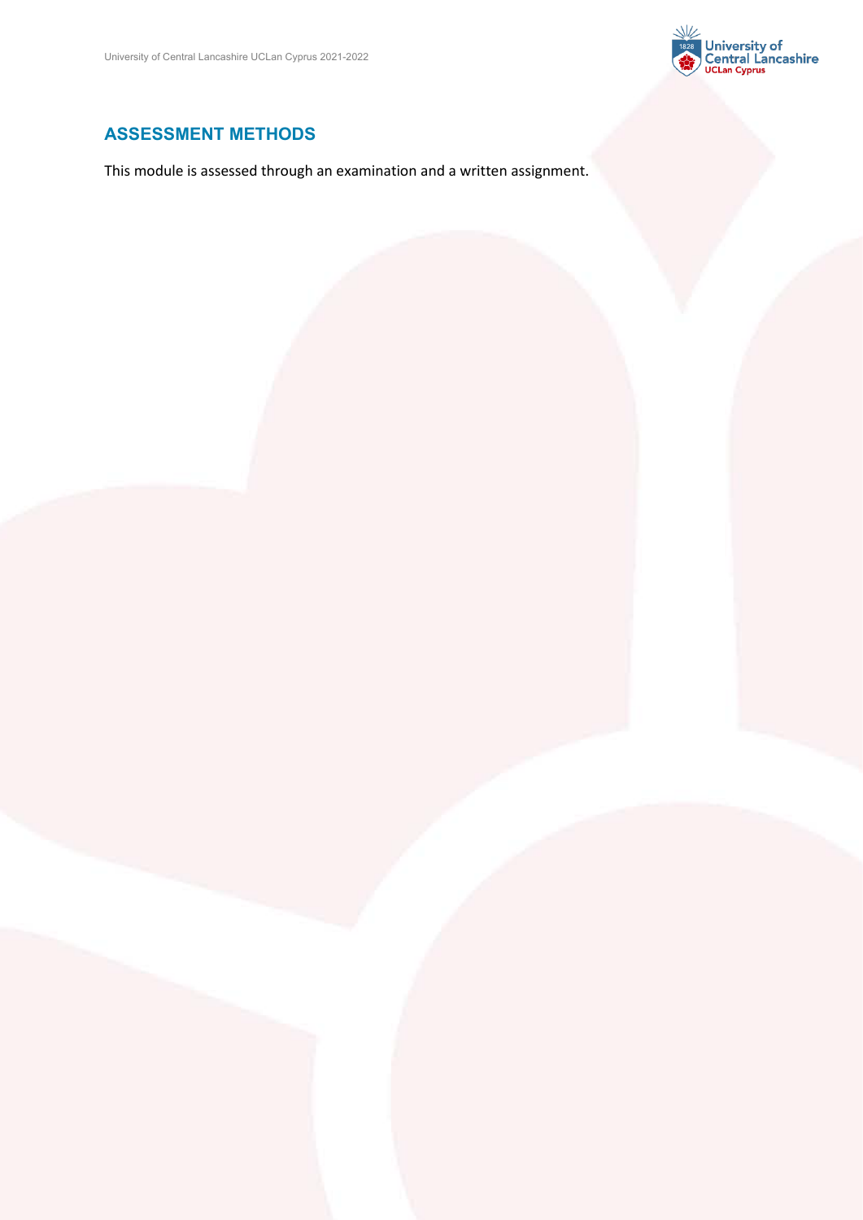## ASSESSMENT METHODS

This module is assessed through an examination and a written assignment.